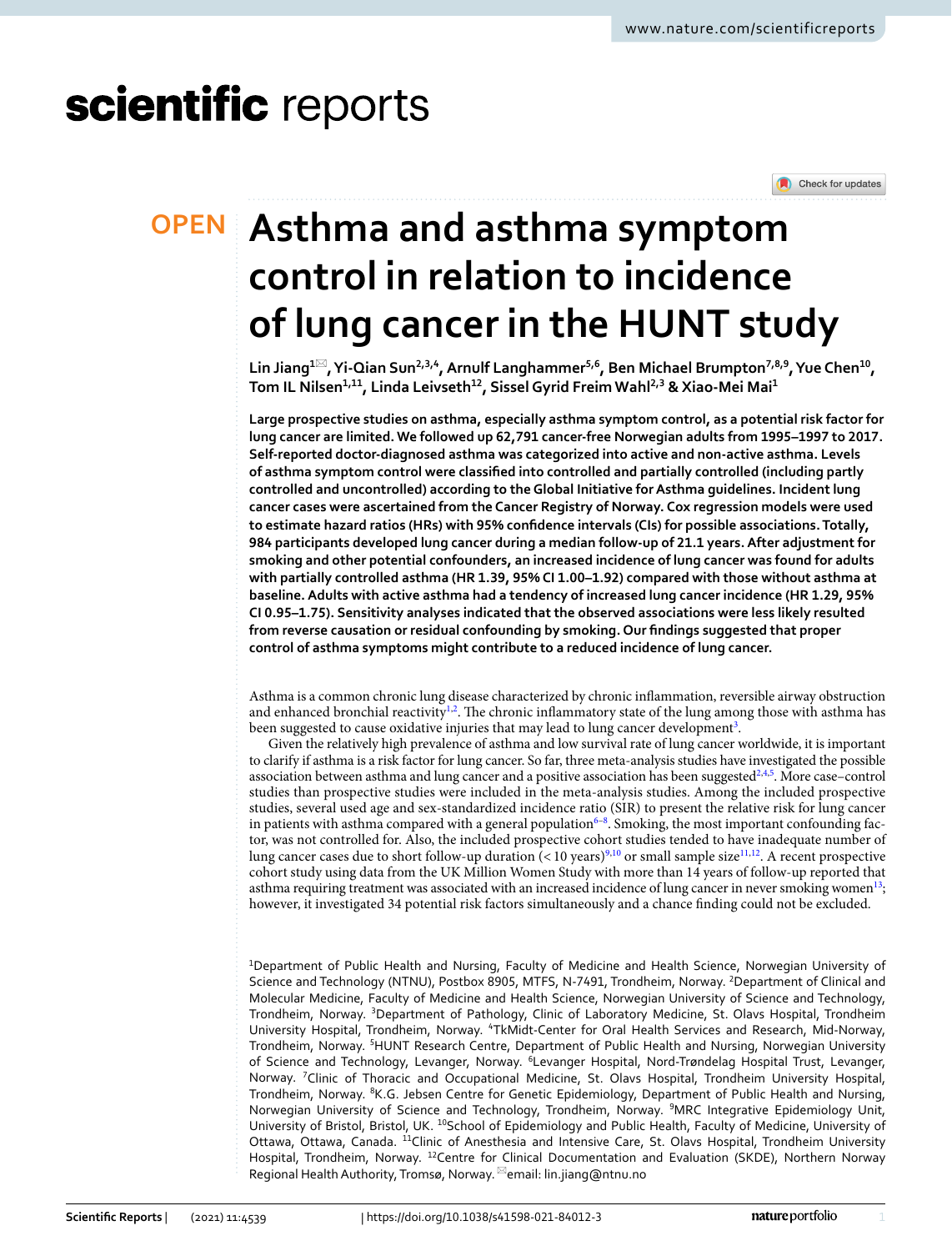OPEN

# Asthma and asthma symptom control in relation to incidence of lung cancer in the HUNT study

Lin Jiang[1], Yi-Qian Sun[2,3,4], Arnulf Langhammer[5,6], Ben Michael Brumpton[7,8,9], Yue Chen[10], Tom IL Nilsen[1,11], Linda Leivseth[12], Sissel Gyrid Freim Wahl[2,3] & Xiao-Mei Mai[1]

**Large prospective studies on asthma, especially asthma symptom control, as a potential risk factor for lung cancer are limited. We followed up 62,791 cancer-free Norwegian adults from 1995–1997 to 2017. Self-reported doctor-diagnosed asthma was categorized into active and non-active asthma. Levels of asthma symptom control were classified into controlled and partially controlled (including partly controlled and uncontrolled) according to the Global Initiative for Asthma guidelines. Incident lung cancer cases were ascertained from the Cancer Registry of Norway. Cox regression models were used to estimate hazard ratios (HRs) with 95% confidence intervals (CIs) for possible associations. Totally, 984 participants developed lung cancer during a median follow-up of 21.1 years. After adjustment for smoking and other potential confounders, an increased incidence of lung cancer was found for adults with partially controlled asthma (HR 1.39, 95% CI 1.00–1.92) compared with those without asthma at baseline. Adults with active asthma had a tendency of increased lung cancer incidence (HR 1.29, 95% CI 0.95–1.75). Sensitivity analyses indicated that the observed associations were less likely resulted from reverse causation or residual confounding by smoking. Our findings suggested that proper control of asthma symptoms might contribute to a reduced incidence of lung cancer.**

Asthma is a common chronic lung disease characterized by chronic inflammation, reversible airway obstruction and enhanced bronchial reactivity[1,2]. The chronic inflammatory state of the lung among those with asthma has been suggested to cause oxidative injuries that may lead to lung cancer development[3].

Given the relatively high prevalence of asthma and low survival rate of lung cancer worldwide, it is important to clarify if asthma is a risk factor for lung cancer. So far, three meta-analysis studies have investigated the possible association between asthma and lung cancer and a positive association has been suggested[2,4,5]. More case–control studies than prospective studies were included in the meta-analysis studies. Among the included prospective studies, several used age and sex-standardized incidence ratio (SIR) to present the relative risk for lung cancer in patients with asthma compared with a general population[6–8]. Smoking, the most important confounding factor, was not controlled for. Also, the included prospective cohort studies tended to have inadequate number of lung cancer cases due to short follow-up duration (< 10 years)[9,10] or small sample size[11,12]. A recent prospective cohort study using data from the UK Million Women Study with more than 14 years of follow-up reported that asthma requiring treatment was associated with an increased incidence of lung cancer in never smoking women[13]; however, it investigated 34 potential risk factors simultaneously and a chance finding could not be excluded.

[1]Department of Public Health and Nursing, Faculty of Medicine and Health Science, Norwegian University of Science and Technology (NTNU), Postbox 8905, MTFS, N-7491, Trondheim, Norway. [2]Department of Clinical and Molecular Medicine, Faculty of Medicine and Health Science, Norwegian University of Science and Technology, Trondheim, Norway. [3]Department of Pathology, Clinic of Laboratory Medicine, St. Olavs Hospital, Trondheim University Hospital, Trondheim, Norway. [4]TkMidt-Center for Oral Health Services and Research, Mid-Norway, Trondheim, Norway. [5]HUNT Research Centre, Department of Public Health and Nursing, Norwegian University of Science and Technology, Levanger, Norway. [6]Levanger Hospital, Nord-Trøndelag Hospital Trust, Levanger, Norway. [7]Clinic of Thoracic and Occupational Medicine, St. Olavs Hospital, Trondheim University Hospital, Trondheim, Norway. [8]K.G. Jebsen Centre for Genetic Epidemiology, Department of Public Health and Nursing, Norwegian University of Science and Technology, Trondheim, Norway. [9]MRC Integrative Epidemiology Unit, University of Bristol, Bristol, UK. [10]School of Epidemiology and Public Health, Faculty of Medicine, University of Ottawa, Ottawa, Canada. [11]Clinic of Anesthesia and Intensive Care, St. Olavs Hospital, Trondheim University Hospital, Trondheim, Norway. [12]Centre for Clinical Documentation and Evaluation (SKDE), Northern Norway Regional Health Authority, Tromsø, Norway. email: lin.jiang@ntnu.no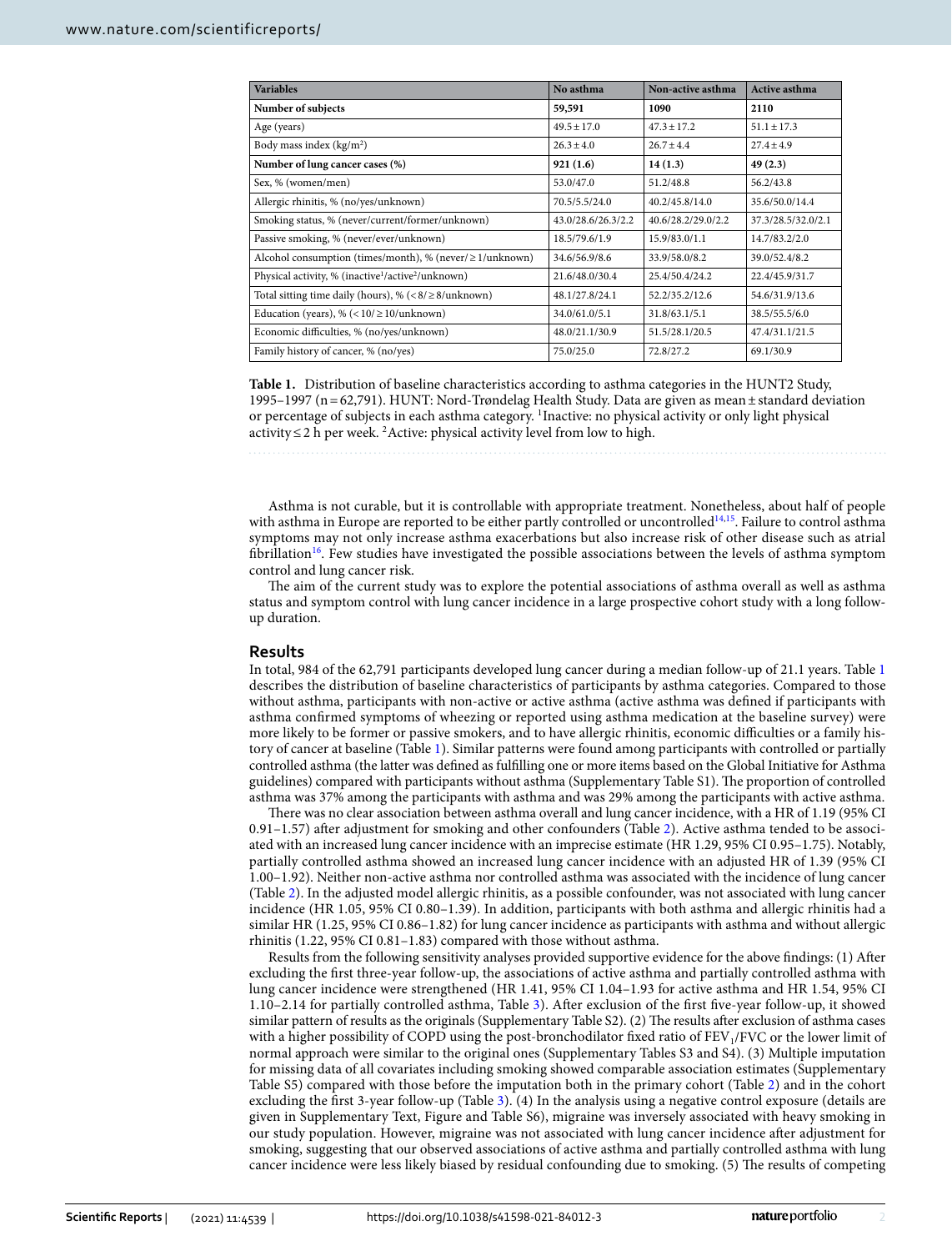| Variables | No asthma | Non-active asthma | Active asthma |
|---|---|---|---|
| **Number of subjects** | **59,591** | **1090** | **2110** |
| Age (years) | 49.5 ± 17.0 | 47.3 ± 17.2 | 51.1 ± 17.3 |
| Body mass index (kg/m$^2$) | 26.3 ± 4.0 | 26.7 ± 4.4 | 27.4 ± 4.9 |
| **Number of lung cancer cases (%)** | **921 (1.6)** | **14 (1.3)** | **49 (2.3)** |
| Sex, % (women/men) | 53.0/47.0 | 51.2/48.8 | 56.2/43.8 |
| Allergic rhinitis, % (no/yes/unknown) | 70.5/5.5/24.0 | 40.2/45.8/14.0 | 35.6/50.0/14.4 |
| Smoking status, % (never/current/former/unknown) | 43.0/28.6/26.3/2.2 | 40.6/28.2/29.0/2.2 | 37.3/28.5/32.0/2.1 |
| Passive smoking, % (never/ever/unknown) | 18.5/79.6/1.9 | 15.9/83.0/1.1 | 14.7/83.2/2.0 |
| Alcohol consumption (times/month), % (never/ ≥ 1/unknown) | 34.6/56.9/8.6 | 33.9/58.0/8.2 | 39.0/52.4/8.2 |
| Physical activity, % (inactive[1]/active[2]/unknown) | 21.6/48.0/30.4 | 25.4/50.4/24.2 | 22.4/45.9/31.7 |
| Total sitting time daily (hours), % (< 8/ ≥ 8/unknown) | 48.1/27.8/24.1 | 52.2/35.2/12.6 | 54.6/31.9/13.6 |
| Education (years), % (< 10/ ≥ 10/unknown) | 34.0/61.0/5.1 | 31.8/63.1/5.1 | 38.5/55.5/6.0 |
| Economic difficulties, % (no/yes/unknown) | 48.0/21.1/30.9 | 51.5/28.1/20.5 | 47.4/31.1/21.5 |
| Family history of cancer, % (no/yes) | 75.0/25.0 | 72.8/27.2 | 69.1/30.9 |

**Table 1.** Distribution of baseline characteristics according to asthma categories in the HUNT2 Study, 1995–1997 (n = 62,791). HUNT: Nord-Trøndelag Health Study. Data are given as mean ± standard deviation or percentage of subjects in each asthma category. [1]Inactive: no physical activity or only light physical activity ≤ 2 h per week. [2]Active: physical activity level from low to high.

Asthma is not curable, but it is controllable with appropriate treatment. Nonetheless, about half of people with asthma in Europe are reported to be either partly controlled or uncontrolled[14,15]. Failure to control asthma symptoms may not only increase asthma exacerbations but also increase risk of other disease such as atrial fibrillation[16]. Few studies have investigated the possible associations between the levels of asthma symptom control and lung cancer risk.

The aim of the current study was to explore the potential associations of asthma overall as well as asthma status and symptom control with lung cancer incidence in a large prospective cohort study with a long follow-up duration.

## Results

In total, 984 of the 62,791 participants developed lung cancer during a median follow-up of 21.1 years. Table 1 describes the distribution of baseline characteristics of participants by asthma categories. Compared to those without asthma, participants with non-active or active asthma (active asthma was defined if participants with asthma confirmed symptoms of wheezing or reported using asthma medication at the baseline survey) were more likely to be former or passive smokers, and to have allergic rhinitis, economic difficulties or a family history of cancer at baseline (Table 1). Similar patterns were found among participants with controlled or partially controlled asthma (the latter was defined as fulfilling one or more items based on the Global Initiative for Asthma guidelines) compared with participants without asthma (Supplementary Table S1). The proportion of controlled asthma was 37% among the participants with asthma and was 29% among the participants with active asthma.

There was no clear association between asthma overall and lung cancer incidence, with a HR of 1.19 (95% CI 0.91–1.57) after adjustment for smoking and other confounders (Table 2). Active asthma tended to be associated with an increased lung cancer incidence with an imprecise estimate (HR 1.29, 95% CI 0.95–1.75). Notably, partially controlled asthma showed an increased lung cancer incidence with an adjusted HR of 1.39 (95% CI 1.00–1.92). Neither non-active asthma nor controlled asthma was associated with the incidence of lung cancer (Table 2). In the adjusted model allergic rhinitis, as a possible confounder, was not associated with lung cancer incidence (HR 1.05, 95% CI 0.80–1.39). In addition, participants with both asthma and allergic rhinitis had a similar HR (1.25, 95% CI 0.86–1.82) for lung cancer incidence as participants with asthma and without allergic rhinitis (1.22, 95% CI 0.81–1.83) compared with those without asthma.

Results from the following sensitivity analyses provided supportive evidence for the above findings: (1) After excluding the first three-year follow-up, the associations of active asthma and partially controlled asthma with lung cancer incidence were strengthened (HR 1.41, 95% CI 1.04–1.93 for active asthma and HR 1.54, 95% CI 1.10–2.14 for partially controlled asthma, Table 3). After exclusion of the first five-year follow-up, it showed similar pattern of results as the originals (Supplementary Table S2). (2) The results after exclusion of asthma cases with a higher possibility of COPD using the post-bronchodilator fixed ratio of $FEV_1$/FVC or the lower limit of normal approach were similar to the original ones (Supplementary Tables S3 and S4). (3) Multiple imputation for missing data of all covariates including smoking showed comparable association estimates (Supplementary Table S5) compared with those before the imputation both in the primary cohort (Table 2) and in the cohort excluding the first 3-year follow-up (Table 3). (4) In the analysis using a negative control exposure (details are given in Supplementary Text, Figure and Table S6), migraine was inversely associated with heavy smoking in our study population. However, migraine was not associated with lung cancer incidence after adjustment for smoking, suggesting that our observed associations of active asthma and partially controlled asthma with lung cancer incidence were less likely biased by residual confounding due to smoking. (5) The results of competing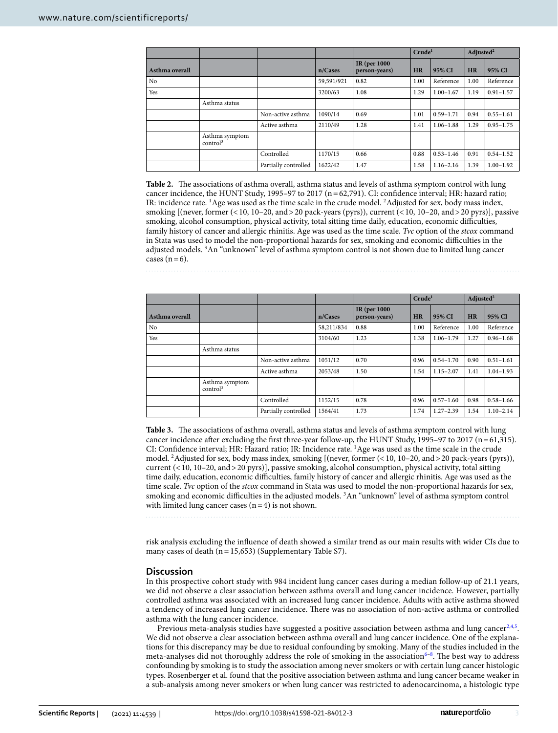| | | | | | Crude[1] | | Adjusted[2] | |
|---|---|---|---|---|---|---|---|---|
| Asthma overall | | | n/Cases | IR (per 1000 person-years) | HR | 95% CI | HR | 95% CI |
| No | | | 59,591/921 | 0.82 | 1.00 | Reference | 1.00 | Reference |
| Yes | | | 3200/63 | 1.08 | 1.29 | 1.00–1.67 | 1.19 | 0.91–1.57 |
| | Asthma status | | | | | | | |
| | | Non-active asthma | 1090/14 | 0.69 | 1.01 | 0.59–1.71 | 0.94 | 0.55–1.61 |
| | | Active asthma | 2110/49 | 1.28 | 1.41 | 1.06–1.88 | 1.29 | 0.95–1.75 |
| | Asthma symptom control[3] | | | | | | | |
| | | Controlled | 1170/15 | 0.66 | 0.88 | 0.53–1.46 | 0.91 | 0.54–1.52 |
| | | Partially controlled | 1622/42 | 1.47 | 1.58 | 1.16–2.16 | 1.39 | 1.00–1.92 |

**Table 2.** The associations of asthma overall, asthma status and levels of asthma symptom control with lung cancer incidence, the HUNT Study, 1995–97 to 2017 (n = 62,791). CI: confidence interval; HR: hazard ratio; IR: incidence rate. [1]Age was used as the time scale in the crude model. [2]Adjusted for sex, body mass index, smoking [(never, former (< 10, 10–20, and > 20 pack-years (pyrs)), current (< 10, 10–20, and > 20 pyrs)], passive smoking, alcohol consumption, physical activity, total sitting time daily, education, economic difficulties, family history of cancer and allergic rhinitis. Age was used as the time scale. *Tvc* option of the *stcox* command in Stata was used to model the non-proportional hazards for sex, smoking and economic difficulties in the adjusted models. [3]An "unknown" level of asthma symptom control is not shown due to limited lung cancer cases (n = 6).

| | | | | | Crude[1] | | Adjusted[2] | |
|---|---|---|---|---|---|---|---|---|
| Asthma overall | | | n/Cases | IR (per 1000 person-years) | HR | 95% CI | HR | 95% CI |
| No | | | 58,211/834 | 0.88 | 1.00 | Reference | 1.00 | Reference |
| Yes | | | 3104/60 | 1.23 | 1.38 | 1.06–1.79 | 1.27 | 0.96–1.68 |
| | Asthma status | | | | | | | |
| | | Non-active asthma | 1051/12 | 0.70 | 0.96 | 0.54–1.70 | 0.90 | 0.51–1.61 |
| | | Active asthma | 2053/48 | 1.50 | 1.54 | 1.15–2.07 | 1.41 | 1.04–1.93 |
| | Asthma symptom control[3] | | | | | | | |
| | | Controlled | 1152/15 | 0.78 | 0.96 | 0.57–1.60 | 0.98 | 0.58–1.66 |
| | | Partially controlled | 1564/41 | 1.73 | 1.74 | 1.27–2.39 | 1.54 | 1.10–2.14 |

**Table 3.** The associations of asthma overall, asthma status and levels of asthma symptom control with lung cancer incidence after excluding the first three-year follow-up, the HUNT Study, 1995–97 to 2017 (n = 61,315). CI: Confidence interval; HR: Hazard ratio; IR: Incidence rate. [1]Age was used as the time scale in the crude model. [2]Adjusted for sex, body mass index, smoking [(never, former (< 10, 10–20, and > 20 pack-years (pyrs)), current (< 10, 10–20, and > 20 pyrs)], passive smoking, alcohol consumption, physical activity, total sitting time daily, education, economic difficulties, family history of cancer and allergic rhinitis. Age was used as the time scale. *Tvc* option of the *stcox* command in Stata was used to model the non-proportional hazards for sex, smoking and economic difficulties in the adjusted models. [3]An "unknown" level of asthma symptom control with limited lung cancer cases (n = 4) is not shown.

risk analysis excluding the influence of death showed a similar trend as our main results with wider CIs due to many cases of death (n = 15,653) (Supplementary Table S7).

## Discussion

In this prospective cohort study with 984 incident lung cancer cases during a median follow-up of 21.1 years, we did not observe a clear association between asthma overall and lung cancer incidence. However, partially controlled asthma was associated with an increased lung cancer incidence. Adults with active asthma showed a tendency of increased lung cancer incidence. There was no association of non-active asthma or controlled asthma with the lung cancer incidence.

Previous meta-analysis studies have suggested a positive association between asthma and lung cancer[2,4,5]. We did not observe a clear association between asthma overall and lung cancer incidence. One of the explanations for this discrepancy may be due to residual confounding by smoking. Many of the studies included in the meta-analyses did not thoroughly address the role of smoking in the association[6–8]. The best way to address confounding by smoking is to study the association among never smokers or with certain lung cancer histologic types. Rosenberger et al. found that the positive association between asthma and lung cancer became weaker in a sub-analysis among never smokers or when lung cancer was restricted to adenocarcinoma, a histologic type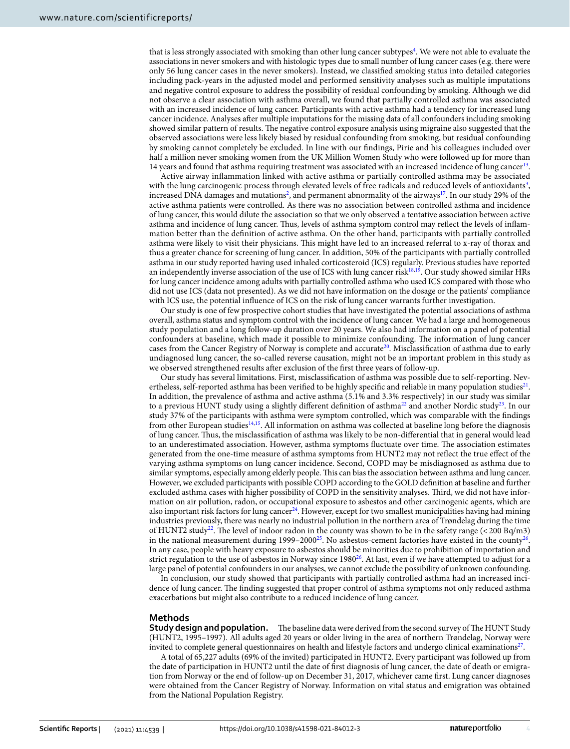that is less strongly associated with smoking than other lung cancer subtypes[4]. We were not able to evaluate the associations in never smokers and with histologic types due to small number of lung cancer cases (e.g. there were only 56 lung cancer cases in the never smokers). Instead, we classified smoking status into detailed categories including pack-years in the adjusted model and performed sensitivity analyses such as multiple imputations and negative control exposure to address the possibility of residual confounding by smoking. Although we did not observe a clear association with asthma overall, we found that partially controlled asthma was associated with an increased incidence of lung cancer. Participants with active asthma had a tendency for increased lung cancer incidence. Analyses after multiple imputations for the missing data of all confounders including smoking showed similar pattern of results. The negative control exposure analysis using migraine also suggested that the observed associations were less likely biased by residual confounding from smoking, but residual confounding by smoking cannot completely be excluded. In line with our findings, Pirie and his colleagues included over half a million never smoking women from the UK Million Women Study who were followed up for more than 14 years and found that asthma requiring treatment was associated with an increased incidence of lung cancer[13].

Active airway inflammation linked with active asthma or partially controlled asthma may be associated with the lung carcinogenic process through elevated levels of free radicals and reduced levels of antioxidants[3], increased DNA damages and mutations[2], and permanent abnormality of the airways[17]. In our study 29% of the active asthma patients were controlled. As there was no association between controlled asthma and incidence of lung cancer, this would dilute the association so that we only observed a tentative association between active asthma and incidence of lung cancer. Thus, levels of asthma symptom control may reflect the levels of inflammation better than the definition of active asthma. On the other hand, participants with partially controlled asthma were likely to visit their physicians. This might have led to an increased referral to x-ray of thorax and thus a greater chance for screening of lung cancer. In addition, 50% of the participants with partially controlled asthma in our study reported having used inhaled corticosteroid (ICS) regularly. Previous studies have reported an independently inverse association of the use of ICS with lung cancer risk[18,19]. Our study showed similar HRs for lung cancer incidence among adults with partially controlled asthma who used ICS compared with those who did not use ICS (data not presented). As we did not have information on the dosage or the patients' compliance with ICS use, the potential influence of ICS on the risk of lung cancer warrants further investigation.

Our study is one of few prospective cohort studies that have investigated the potential associations of asthma overall, asthma status and symptom control with the incidence of lung cancer. We had a large and homogeneous study population and a long follow-up duration over 20 years. We also had information on a panel of potential confounders at baseline, which made it possible to minimize confounding. The information of lung cancer cases from the Cancer Registry of Norway is complete and accurate[20]. Misclassification of asthma due to early undiagnosed lung cancer, the so-called reverse causation, might not be an important problem in this study as we observed strengthened results after exclusion of the first three years of follow-up.

Our study has several limitations. First, misclassification of asthma was possible due to self-reporting. Nevertheless, self-reported asthma has been verified to be highly specific and reliable in many population studies[21]. In addition, the prevalence of asthma and active asthma (5.1% and 3.3% respectively) in our study was similar to a previous HUNT study using a slightly different definition of asthma[22] and another Nordic study[23]. In our study 37% of the participants with asthma were symptom controlled, which was comparable with the findings from other European studies[14,15]. All information on asthma was collected at baseline long before the diagnosis of lung cancer. Thus, the misclassification of asthma was likely to be non-differential that in general would lead to an underestimated association. However, asthma symptoms fluctuate over time. The association estimates generated from the one-time measure of asthma symptoms from HUNT2 may not reflect the true effect of the varying asthma symptoms on lung cancer incidence. Second, COPD may be misdiagnosed as asthma due to similar symptoms, especially among elderly people. This can bias the association between asthma and lung cancer. However, we excluded participants with possible COPD according to the GOLD definition at baseline and further excluded asthma cases with higher possibility of COPD in the sensitivity analyses. Third, we did not have information on air pollution, radon, or occupational exposure to asbestos and other carcinogenic agents, which are also important risk factors for lung cancer[24]. However, except for two smallest municipalities having had mining industries previously, there was nearly no industrial pollution in the northern area of Trøndelag during the time of HUNT2 study[22]. The level of indoor radon in the county was shown to be in the safety range (< 200 Bq/m3) in the national measurement during 1999–2000[25]. No asbestos-cement factories have existed in the county[26]. In any case, people with heavy exposure to asbestos should be minorities due to prohibition of importation and strict regulation to the use of asbestos in Norway since 1980[26]. At last, even if we have attempted to adjust for a large panel of potential confounders in our analyses, we cannot exclude the possibility of unknown confounding.

In conclusion, our study showed that participants with partially controlled asthma had an increased incidence of lung cancer. The finding suggested that proper control of asthma symptoms not only reduced asthma exacerbations but might also contribute to a reduced incidence of lung cancer.

## Methods

**Study design and population.** The baseline data were derived from the second survey of The HUNT Study (HUNT2, 1995–1997). All adults aged 20 years or older living in the area of northern Trøndelag, Norway were invited to complete general questionnaires on health and lifestyle factors and undergo clinical examinations[27].

A total of 65,227 adults (69% of the invited) participated in HUNT2. Every participant was followed up from the date of participation in HUNT2 until the date of first diagnosis of lung cancer, the date of death or emigration from Norway or the end of follow-up on December 31, 2017, whichever came first. Lung cancer diagnoses were obtained from the Cancer Registry of Norway. Information on vital status and emigration was obtained from the National Population Registry.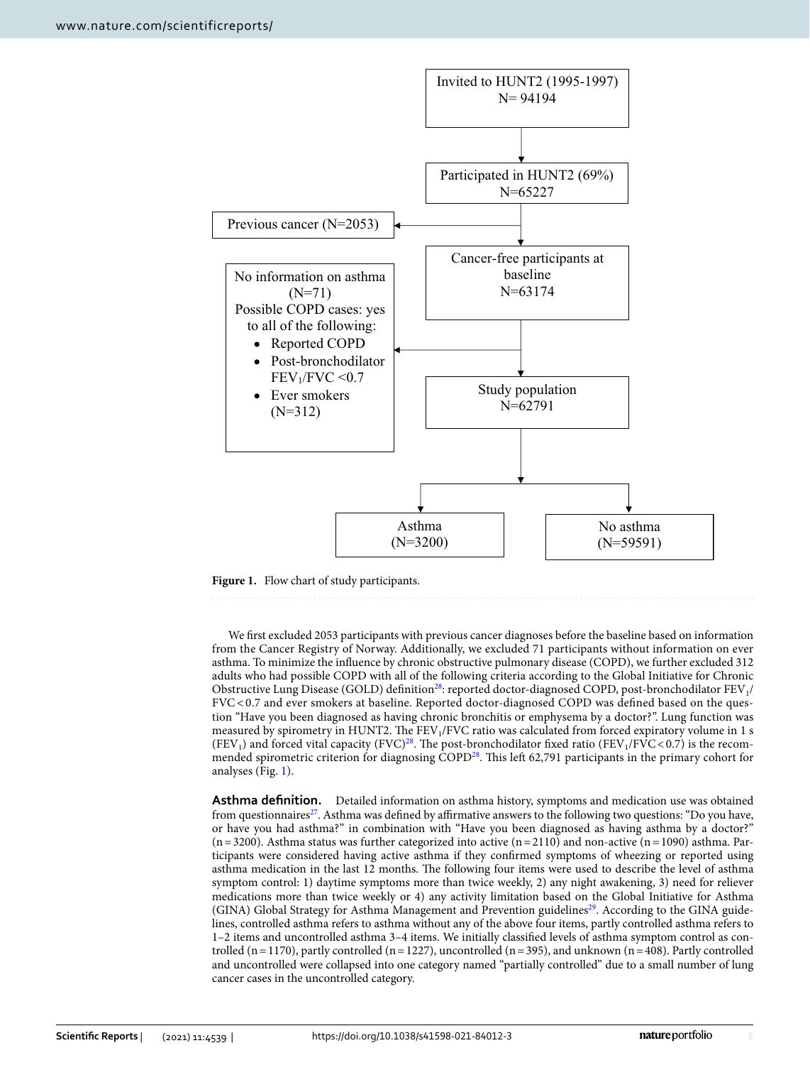Invited to HUNT2 (1995-1997)
N= 94194

Participated in HUNT2 (69%)
N=65227

Previous cancer (N=2053)

Cancer-free participants at baseline
N=63174

No information on asthma (N=71)
Possible COPD cases: yes to all of the following:

- Reported COPD
- Post-bronchodilator $FEV_1/FVC < 0.7$
- Ever smokers (N=312)

Study population
N=62791

Asthma
(N=3200)

No asthma
(N=59591)

**Figure 1.** Flow chart of study participants.

We first excluded 2053 participants with previous cancer diagnoses before the baseline based on information from the Cancer Registry of Norway. Additionally, we excluded 71 participants without information on ever asthma. To minimize the influence by chronic obstructive pulmonary disease (COPD), we further excluded 312 adults who had possible COPD with all of the following criteria according to the Global Initiative for Chronic Obstructive Lung Disease (GOLD) definition[28]: reported doctor-diagnosed COPD, post-bronchodilator $FEV_1/FVC < 0.7$ and ever smokers at baseline. Reported doctor-diagnosed COPD was defined based on the question "Have you been diagnosed as having chronic bronchitis or emphysema by a doctor?". Lung function was measured by spirometry in HUNT2. The $FEV_1/FVC$ ratio was calculated from forced expiratory volume in 1 s ($FEV_1$) and forced vital capacity (FVC)[28]. The post-bronchodilator fixed ratio ($FEV_1/FVC < 0.7$) is the recommended spirometric criterion for diagnosing COPD[28]. This left 62,791 participants in the primary cohort for analyses (Fig. 1).

**Asthma definition.** Detailed information on asthma history, symptoms and medication use was obtained from questionnaires[27]. Asthma was defined by affirmative answers to the following two questions: "Do you have, or have you had asthma?" in combination with "Have you been diagnosed as having asthma by a doctor?" (n = 3200). Asthma status was further categorized into active (n = 2110) and non-active (n = 1090) asthma. Participants were considered having active asthma if they confirmed symptoms of wheezing or reported using asthma medication in the last 12 months. The following four items were used to describe the level of asthma symptom control: 1) daytime symptoms more than twice weekly, 2) any night awakening, 3) need for reliever medications more than twice weekly or 4) any activity limitation based on the Global Initiative for Asthma (GINA) Global Strategy for Asthma Management and Prevention guidelines[29]. According to the GINA guidelines, controlled asthma refers to asthma without any of the above four items, partly controlled asthma refers to 1–2 items and uncontrolled asthma 3–4 items. We initially classified levels of asthma symptom control as controlled (n = 1170), partly controlled (n = 1227), uncontrolled (n = 395), and unknown (n = 408). Partly controlled and uncontrolled were collapsed into one category named "partially controlled" due to a small number of lung cancer cases in the uncontrolled category.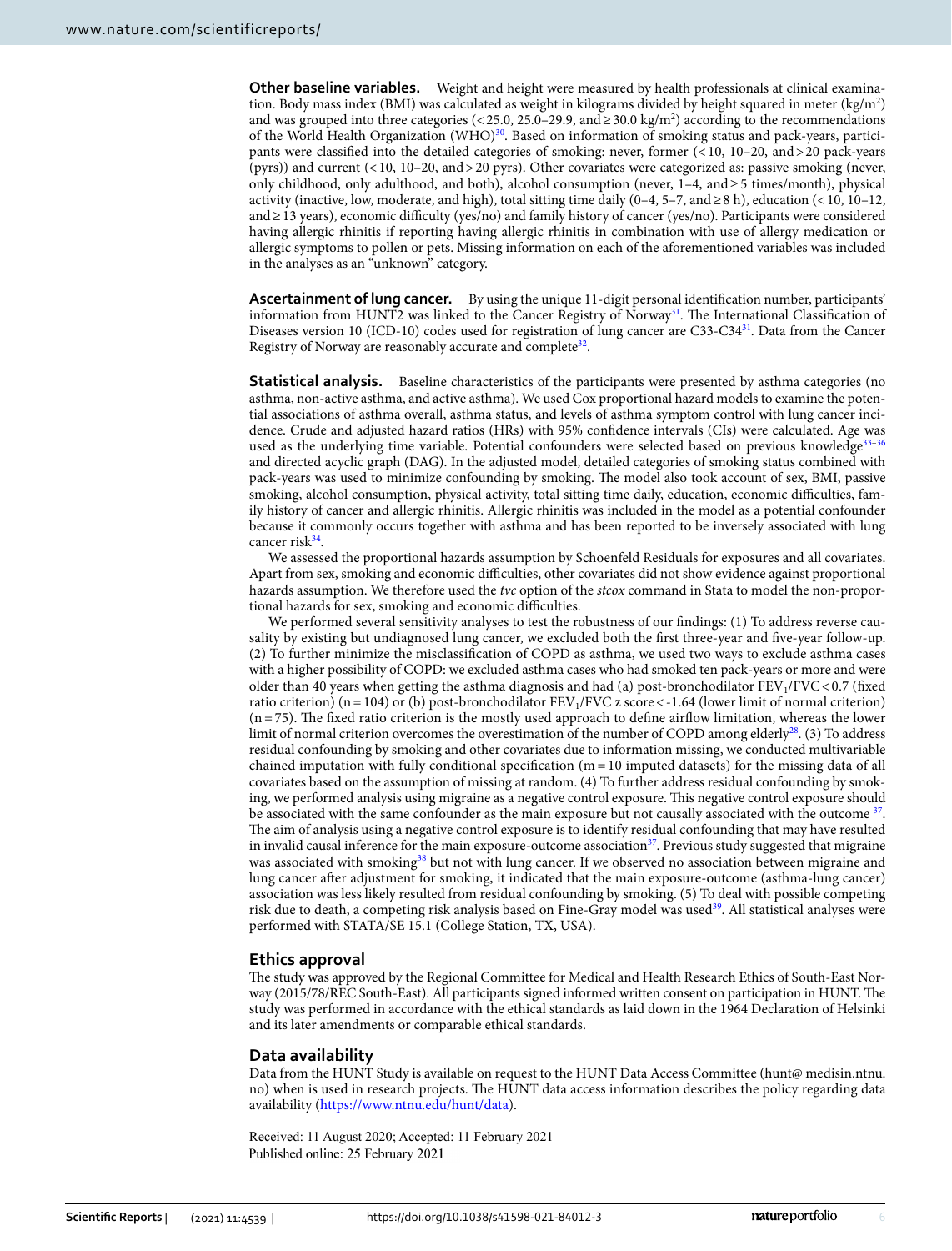**Other baseline variables.** Weight and height were measured by health professionals at clinical examination. Body mass index (BMI) was calculated as weight in kilograms divided by height squared in meter ($kg/m^2$) and was grouped into three categories (< 25.0, 25.0–29.9, and ≥ 30.0 $kg/m^2$) according to the recommendations of the World Health Organization (WHO)[30]. Based on information of smoking status and pack-years, participants were classified into the detailed categories of smoking: never, former (< 10, 10–20, and > 20 pack-years (pyrs)) and current (< 10, 10–20, and > 20 pyrs). Other covariates were categorized as: passive smoking (never, only childhood, only adulthood, and both), alcohol consumption (never, 1–4, and ≥ 5 times/month), physical activity (inactive, low, moderate, and high), total sitting time daily (0–4, 5–7, and ≥ 8 h), education (< 10, 10–12, and ≥ 13 years), economic difficulty (yes/no) and family history of cancer (yes/no). Participants were considered having allergic rhinitis if reporting having allergic rhinitis in combination with use of allergy medication or allergic symptoms to pollen or pets. Missing information on each of the aforementioned variables was included in the analyses as an "unknown" category.

**Ascertainment of lung cancer.** By using the unique 11-digit personal identification number, participants' information from HUNT2 was linked to the Cancer Registry of Norway[31]. The International Classification of Diseases version 10 (ICD-10) codes used for registration of lung cancer are C33-C34[31]. Data from the Cancer Registry of Norway are reasonably accurate and complete[32].

**Statistical analysis.** Baseline characteristics of the participants were presented by asthma categories (no asthma, non-active asthma, and active asthma). We used Cox proportional hazard models to examine the potential associations of asthma overall, asthma status, and levels of asthma symptom control with lung cancer incidence. Crude and adjusted hazard ratios (HRs) with 95% confidence intervals (CIs) were calculated. Age was used as the underlying time variable. Potential confounders were selected based on previous knowledge[33–36] and directed acyclic graph (DAG). In the adjusted model, detailed categories of smoking status combined with pack-years was used to minimize confounding by smoking. The model also took account of sex, BMI, passive smoking, alcohol consumption, physical activity, total sitting time daily, education, economic difficulties, family history of cancer and allergic rhinitis. Allergic rhinitis was included in the model as a potential confounder because it commonly occurs together with asthma and has been reported to be inversely associated with lung cancer risk[34].

We assessed the proportional hazards assumption by Schoenfeld Residuals for exposures and all covariates. Apart from sex, smoking and economic difficulties, other covariates did not show evidence against proportional hazards assumption. We therefore used the *tvc* option of the *stcox* command in Stata to model the non-proportional hazards for sex, smoking and economic difficulties.

We performed several sensitivity analyses to test the robustness of our findings: (1) To address reverse causality by existing but undiagnosed lung cancer, we excluded both the first three-year and five-year follow-up. (2) To further minimize the misclassification of COPD as asthma, we used two ways to exclude asthma cases with a higher possibility of COPD: we excluded asthma cases who had smoked ten pack-years or more and were older than 40 years when getting the asthma diagnosis and had (a) post-bronchodilator $FEV_1/FVC < 0.7$ (fixed ratio criterion) (n = 104) or (b) post-bronchodilator $FEV_1/FVC$ z score < -1.64 (lower limit of normal criterion) (n = 75). The fixed ratio criterion is the mostly used approach to define airflow limitation, whereas the lower limit of normal criterion overcomes the overestimation of the number of COPD among elderly[28]. (3) To address residual confounding by smoking and other covariates due to information missing, we conducted multivariable chained imputation with fully conditional specification (m = 10 imputed datasets) for the missing data of all covariates based on the assumption of missing at random. (4) To further address residual confounding by smoking, we performed analysis using migraine as a negative control exposure. This negative control exposure should be associated with the same confounder as the main exposure but not causally associated with the outcome [37]. The aim of analysis using a negative control exposure is to identify residual confounding that may have resulted in invalid causal inference for the main exposure-outcome association[37]. Previous study suggested that migraine was associated with smoking[38] but not with lung cancer. If we observed no association between migraine and lung cancer after adjustment for smoking, it indicated that the main exposure-outcome (asthma-lung cancer) association was less likely resulted from residual confounding by smoking. (5) To deal with possible competing risk due to death, a competing risk analysis based on Fine-Gray model was used[39]. All statistical analyses were performed with STATA/SE 15.1 (College Station, TX, USA).

## Ethics approval

The study was approved by the Regional Committee for Medical and Health Research Ethics of South-East Norway (2015/78/REC South-East). All participants signed informed written consent on participation in HUNT. The study was performed in accordance with the ethical standards as laid down in the 1964 Declaration of Helsinki and its later amendments or comparable ethical standards.

## Data availability

Data from the HUNT Study is available on request to the HUNT Data Access Committee (hunt@ medisin.ntnu.no) when is used in research projects. The HUNT data access information describes the policy regarding data availability (https://www.ntnu.edu/hunt/data).

Received: 11 August 2020; Accepted: 11 February 2021
Published online: 25 February 2021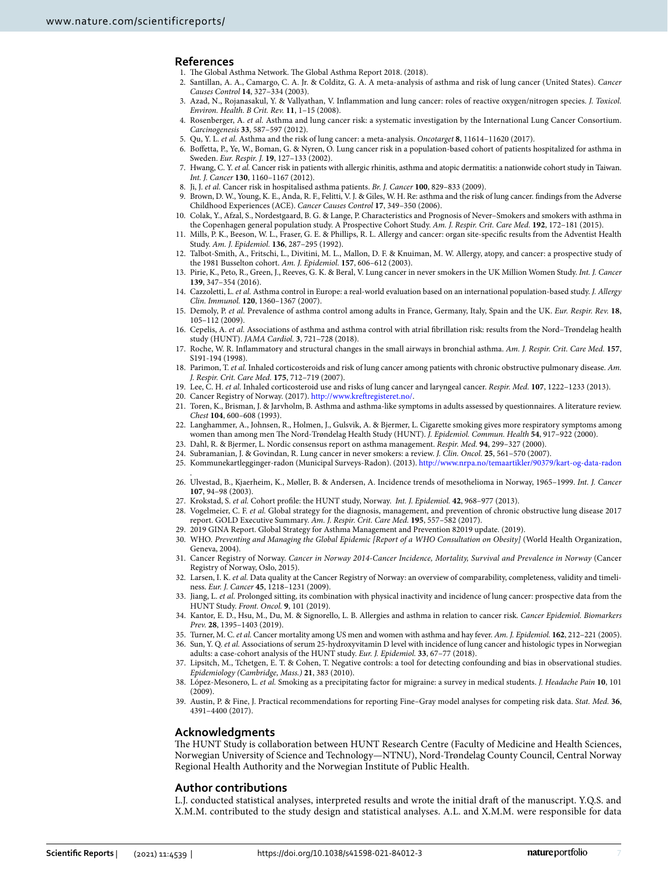## References

1. The Global Asthma Network. The Global Asthma Report 2018. (2018).
2. Santillan, A. A., Camargo, C. A. Jr. & Colditz, G. A. A meta-analysis of asthma and risk of lung cancer (United States). *Cancer Causes Control* **14**, 327–334 (2003).
3. Azad, N., Rojanasakul, Y. & Vallyathan, V. Inflammation and lung cancer: roles of reactive oxygen/nitrogen species. *J. Toxicol. Environ. Health. B Crit. Rev.* **11**, 1–15 (2008).
4. Rosenberger, A. *et al.* Asthma and lung cancer risk: a systematic investigation by the International Lung Cancer Consortium. *Carcinogenesis* **33**, 587–597 (2012).
5. Qu, Y. L. *et al.* Asthma and the risk of lung cancer: a meta-analysis. *Oncotarget* **8**, 11614–11620 (2017).
6. Boffetta, P., Ye, W., Boman, G. & Nyren, O. Lung cancer risk in a population-based cohort of patients hospitalized for asthma in Sweden. *Eur. Respir. J.* **19**, 127–133 (2002).
7. Hwang, C. Y. *et al.* Cancer risk in patients with allergic rhinitis, asthma and atopic dermatitis: a nationwide cohort study in Taiwan. *Int. J. Cancer* **130**, 1160–1167 (2012).
8. Ji, J. *et al.* Cancer risk in hospitalised asthma patients. *Br. J. Cancer* **100**, 829–833 (2009).
9. Brown, D. W., Young, K. E., Anda, R. F., Felitti, V. J. & Giles, W. H. Re: asthma and the risk of lung cancer. findings from the Adverse Childhood Experiences (ACE). *Cancer Causes Control* **17**, 349–350 (2006).
10. Colak, Y., Afzal, S., Nordestgaard, B. G. & Lange, P. Characteristics and Prognosis of Never–Smokers and smokers with asthma in the Copenhagen general population study. A Prospective Cohort Study. *Am. J. Respir. Crit. Care Med.* **192**, 172–181 (2015).
11. Mills, P. K., Beeson, W. L., Fraser, G. E. & Phillips, R. L. Allergy and cancer: organ site-specific results from the Adventist Health Study. *Am. J. Epidemiol.* **136**, 287–295 (1992).
12. Talbot-Smith, A., Fritschi, L., Divitini, M. L., Mallon, D. F. & Knuiman, M. W. Allergy, atopy, and cancer: a prospective study of the 1981 Busselton cohort. *Am. J. Epidemiol.* **157**, 606–612 (2003).
13. Pirie, K., Peto, R., Green, J., Reeves, G. K. & Beral, V. Lung cancer in never smokers in the UK Million Women Study. *Int. J. Cancer* **139**, 347–354 (2016).
14. Cazzoletti, L. *et al.* Asthma control in Europe: a real-world evaluation based on an international population-based study. *J. Allergy Clin. Immunol.* **120**, 1360–1367 (2007).
15. Demoly, P. *et al.* Prevalence of asthma control among adults in France, Germany, Italy, Spain and the UK. *Eur. Respir. Rev.* **18**, 105–112 (2009).
16. Cepelis, A. *et al.* Associations of asthma and asthma control with atrial fibrillation risk: results from the Nord–Trøndelag health study (HUNT). *JAMA Cardiol.* **3**, 721–728 (2018).
17. Roche, W. R. Inflammatory and structural changes in the small airways in bronchial asthma. *Am. J. Respir. Crit. Care Med.* **157**, S191-194 (1998).
18. Parimon, T. *et al.* Inhaled corticosteroids and risk of lung cancer among patients with chronic obstructive pulmonary disease. *Am. J. Respir. Crit. Care Med.* **175**, 712–719 (2007).
19. Lee, C. H. *et al.* Inhaled corticosteroid use and risks of lung cancer and laryngeal cancer. *Respir. Med.* **107**, 1222–1233 (2013).
20. Cancer Registry of Norway. (2017). http://www.kreftregisteret.no/.
21. Toren, K., Brisman, J. & Jarvholm, B. Asthma and asthma-like symptoms in adults assessed by questionnaires. A literature review. *Chest* **104**, 600–608 (1993).
22. Langhammer, A., Johnsen, R., Holmen, J., Gulsvik, A. & Bjermer, L. Cigarette smoking gives more respiratory symptoms among women than among men The Nord-Trøndelag Health Study (HUNT). *J. Epidemiol. Commun. Health* **54**, 917–922 (2000).
23. Dahl, R. & Bjermer, L. Nordic consensus report on asthma management. *Respir. Med.* **94**, 299–327 (2000).
24. Subramanian, J. & Govindan, R. Lung cancer in never smokers: a review. *J. Clin. Oncol.* **25**, 561–570 (2007).
25. Kommunekartlegginger-radon (Municipal Surveys-Radon). (2013). http://www.nrpa.no/temaartikler/90379/kart-og-data-radon.
26. Ulvestad, B., Kjaerheim, K., Møller, B. & Andersen, A. Incidence trends of mesothelioma in Norway, 1965–1999. *Int. J. Cancer* **107**, 94–98 (2003).
27. Krokstad, S. *et al.* Cohort profile: the HUNT study, Norway. *Int. J. Epidemiol.* **42**, 968–977 (2013).
28. Vogelmeier, C. F. *et al.* Global strategy for the diagnosis, management, and prevention of chronic obstructive lung disease 2017 report. GOLD Executive Summary. *Am. J. Respir. Crit. Care Med.* **195**, 557–582 (2017).
29. 2019 GINA Report. Global Strategy for Asthma Management and Prevention 82019 update. (2019).
30. WHO. *Preventing and Managing the Global Epidemic [Report of a WHO Consultation on Obesity]* (World Health Organization, Geneva, 2004).
31. Cancer Registry of Norway. *Cancer in Norway 2014-Cancer Incidence, Mortality, Survival and Prevalence in Norway* (Cancer Registry of Norway, Oslo, 2015).
32. Larsen, I. K. *et al.* Data quality at the Cancer Registry of Norway: an overview of comparability, completeness, validity and timeliness. *Eur. J. Cancer* **45**, 1218–1231 (2009).
33. Jiang, L. *et al.* Prolonged sitting, its combination with physical inactivity and incidence of lung cancer: prospective data from the HUNT Study. *Front. Oncol.* **9**, 101 (2019).
34. Kantor, E. D., Hsu, M., Du, M. & Signorello, L. B. Allergies and asthma in relation to cancer risk. *Cancer Epidemiol. Biomarkers Prev.* **28**, 1395–1403 (2019).
35. Turner, M. C. *et al.* Cancer mortality among US men and women with asthma and hay fever. *Am. J. Epidemiol.* **162**, 212–221 (2005).
36. Sun, Y. Q. *et al.* Associations of serum 25-hydroxyvitamin D level with incidence of lung cancer and histologic types in Norwegian adults: a case-cohort analysis of the HUNT study. *Eur. J. Epidemiol.* **33**, 67–77 (2018).
37. Lipsitch, M., Tchetgen, E. T. & Cohen, T. Negative controls: a tool for detecting confounding and bias in observational studies. *Epidemiology (Cambridge, Mass.)* **21**, 383 (2010).
38. López-Mesonero, L. *et al.* Smoking as a precipitating factor for migraine: a survey in medical students. *J. Headache Pain* **10**, 101 (2009).
39. Austin, P. & Fine, J. Practical recommendations for reporting Fine–Gray model analyses for competing risk data. *Stat. Med.* **36**, 4391–4400 (2017).

## Acknowledgments

The HUNT Study is collaboration between HUNT Research Centre (Faculty of Medicine and Health Sciences, Norwegian University of Science and Technology—NTNU), Nord-Trøndelag County Council, Central Norway Regional Health Authority and the Norwegian Institute of Public Health.

## Author contributions

L.J. conducted statistical analyses, interpreted results and wrote the initial draft of the manuscript. Y.Q.S. and X.M.M. contributed to the study design and statistical analyses. A.L. and X.M.M. were responsible for data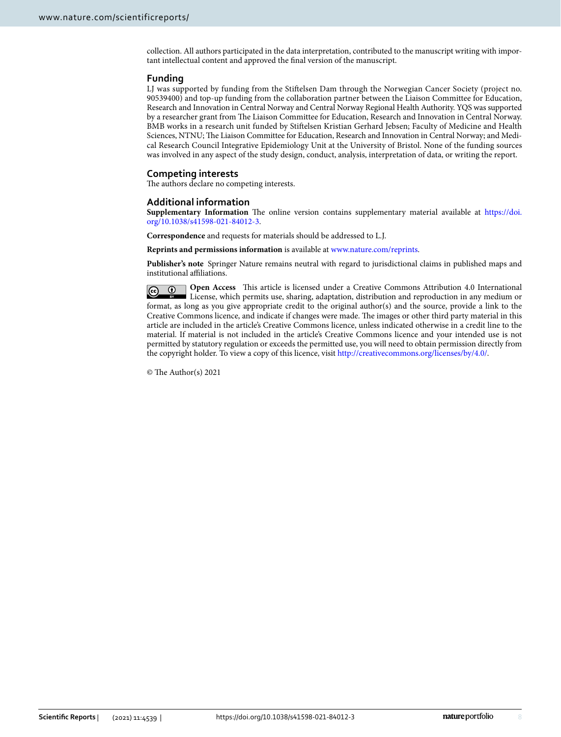collection. All authors participated in the data interpretation, contributed to the manuscript writing with important intellectual content and approved the final version of the manuscript.

## Funding

LJ was supported by funding from the Stiftelsen Dam through the Norwegian Cancer Society (project no. 90539400) and top-up funding from the collaboration partner between the Liaison Committee for Education, Research and Innovation in Central Norway and Central Norway Regional Health Authority. YQS was supported by a researcher grant from The Liaison Committee for Education, Research and Innovation in Central Norway. BMB works in a research unit funded by Stiftelsen Kristian Gerhard Jebsen; Faculty of Medicine and Health Sciences, NTNU; The Liaison Committee for Education, Research and Innovation in Central Norway; and Medical Research Council Integrative Epidemiology Unit at the University of Bristol. None of the funding sources was involved in any aspect of the study design, conduct, analysis, interpretation of data, or writing the report.

## Competing interests

The authors declare no competing interests.

## Additional information

**Supplementary Information** The online version contains supplementary material available at https://doi.org/10.1038/s41598-021-84012-3.

**Correspondence** and requests for materials should be addressed to L.J.

**Reprints and permissions information** is available at www.nature.com/reprints.

**Publisher's note** Springer Nature remains neutral with regard to jurisdictional claims in published maps and institutional affiliations.

**Open Access** This article is licensed under a Creative Commons Attribution 4.0 International License, which permits use, sharing, adaptation, distribution and reproduction in any medium or format, as long as you give appropriate credit to the original author(s) and the source, provide a link to the Creative Commons licence, and indicate if changes were made. The images or other third party material in this article are included in the article's Creative Commons licence, unless indicated otherwise in a credit line to the material. If material is not included in the article's Creative Commons licence and your intended use is not permitted by statutory regulation or exceeds the permitted use, you will need to obtain permission directly from the copyright holder. To view a copy of this licence, visit http://creativecommons.org/licenses/by/4.0/.

© The Author(s) 2021